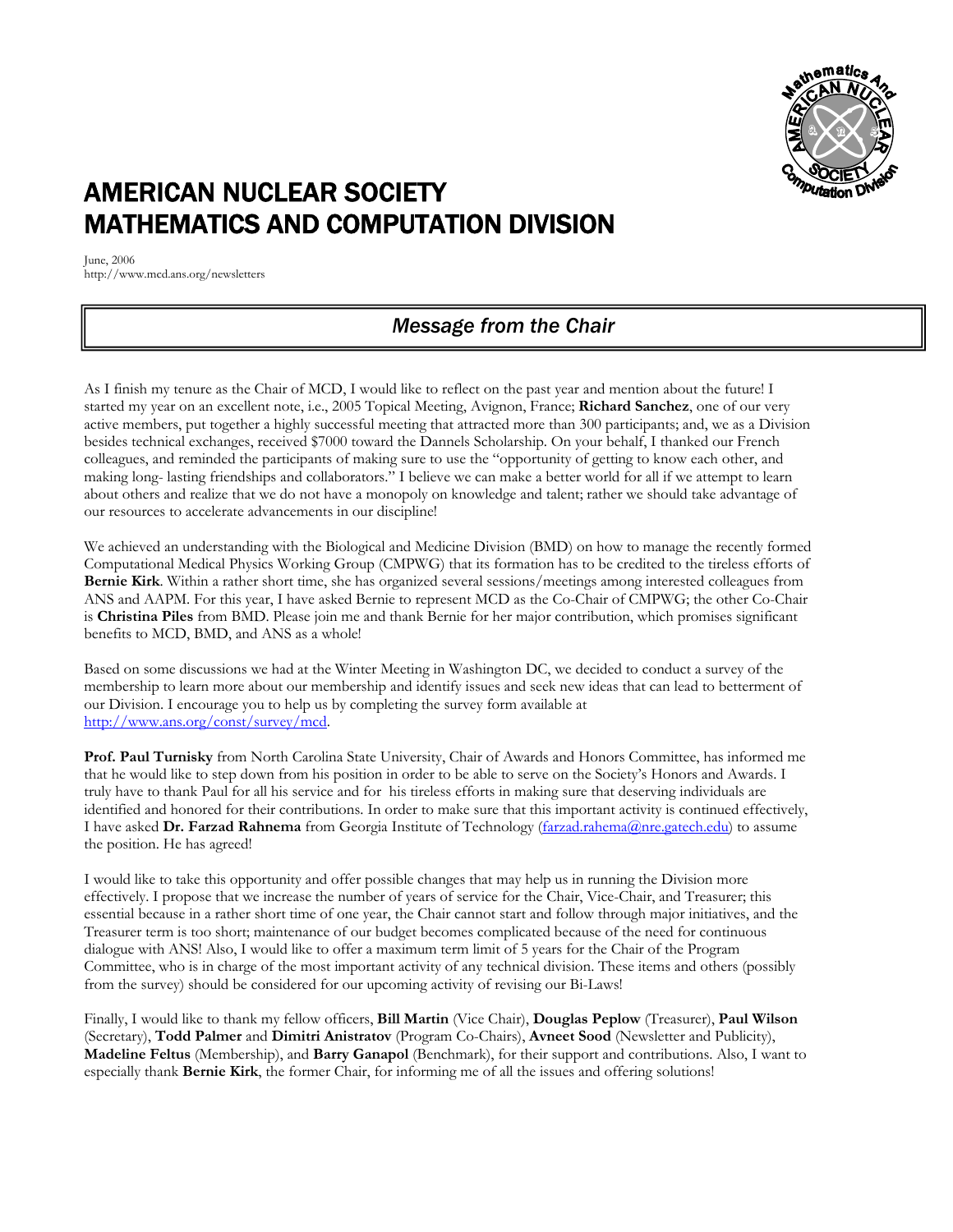# AMERICAN NUCLEAR SOCIETY
# MATHEMATICS AND COMPUTATION DIVISION

June, 2006
http://www.mcd.ans.org/newsletters

## *Message from the Chair*

As I finish my tenure as the Chair of MCD, I would like to reflect on the past year and mention about the future! I started my year on an excellent note, i.e., 2005 Topical Meeting, Avignon, France; **Richard Sanchez**, one of our very active members, put together a highly successful meeting that attracted more than 300 participants; and, we as a Division besides technical exchanges, received $7000 toward the Dannels Scholarship. On your behalf, I thanked our French colleagues, and reminded the participants of making sure to use the "opportunity of getting to know each other, and making long- lasting friendships and collaborators." I believe we can make a better world for all if we attempt to learn about others and realize that we do not have a monopoly on knowledge and talent; rather we should take advantage of our resources to accelerate advancements in our discipline!

We achieved an understanding with the Biological and Medicine Division (BMD) on how to manage the recently formed Computational Medical Physics Working Group (CMPWG) that its formation has to be credited to the tireless efforts of **Bernie Kirk**. Within a rather short time, she has organized several sessions/meetings among interested colleagues from ANS and AAPM. For this year, I have asked Bernie to represent MCD as the Co-Chair of CMPWG; the other Co-Chair is **Christina Piles** from BMD. Please join me and thank Bernie for her major contribution, which promises significant benefits to MCD, BMD, and ANS as a whole!

Based on some discussions we had at the Winter Meeting in Washington DC, we decided to conduct a survey of the membership to learn more about our membership and identify issues and seek new ideas that can lead to betterment of our Division. I encourage you to help us by completing the survey form available at http://www.ans.org/const/survey/mcd.

**Prof. Paul Turnisky** from North Carolina State University, Chair of Awards and Honors Committee, has informed me that he would like to step down from his position in order to be able to serve on the Society's Honors and Awards. I truly have to thank Paul for all his service and for his tireless efforts in making sure that deserving individuals are identified and honored for their contributions. In order to make sure that this important activity is continued effectively, I have asked **Dr. Farzad Rahnema** from Georgia Institute of Technology (farzad.rahema@nre.gatech.edu) to assume the position. He has agreed!

I would like to take this opportunity and offer possible changes that may help us in running the Division more effectively. I propose that we increase the number of years of service for the Chair, Vice-Chair, and Treasurer; this essential because in a rather short time of one year, the Chair cannot start and follow through major initiatives, and the Treasurer term is too short; maintenance of our budget becomes complicated because of the need for continuous dialogue with ANS! Also, I would like to offer a maximum term limit of 5 years for the Chair of the Program Committee, who is in charge of the most important activity of any technical division. These items and others (possibly from the survey) should be considered for our upcoming activity of revising our Bi-Laws!

Finally, I would like to thank my fellow officers, **Bill Martin** (Vice Chair), **Douglas Peplow** (Treasurer), **Paul Wilson** (Secretary), **Todd Palmer** and **Dimitri Anistratov** (Program Co-Chairs), **Avneet Sood** (Newsletter and Publicity), **Madeline Feltus** (Membership), and **Barry Ganapol** (Benchmark), for their support and contributions. Also, I want to especially thank **Bernie Kirk**, the former Chair, for informing me of all the issues and offering solutions!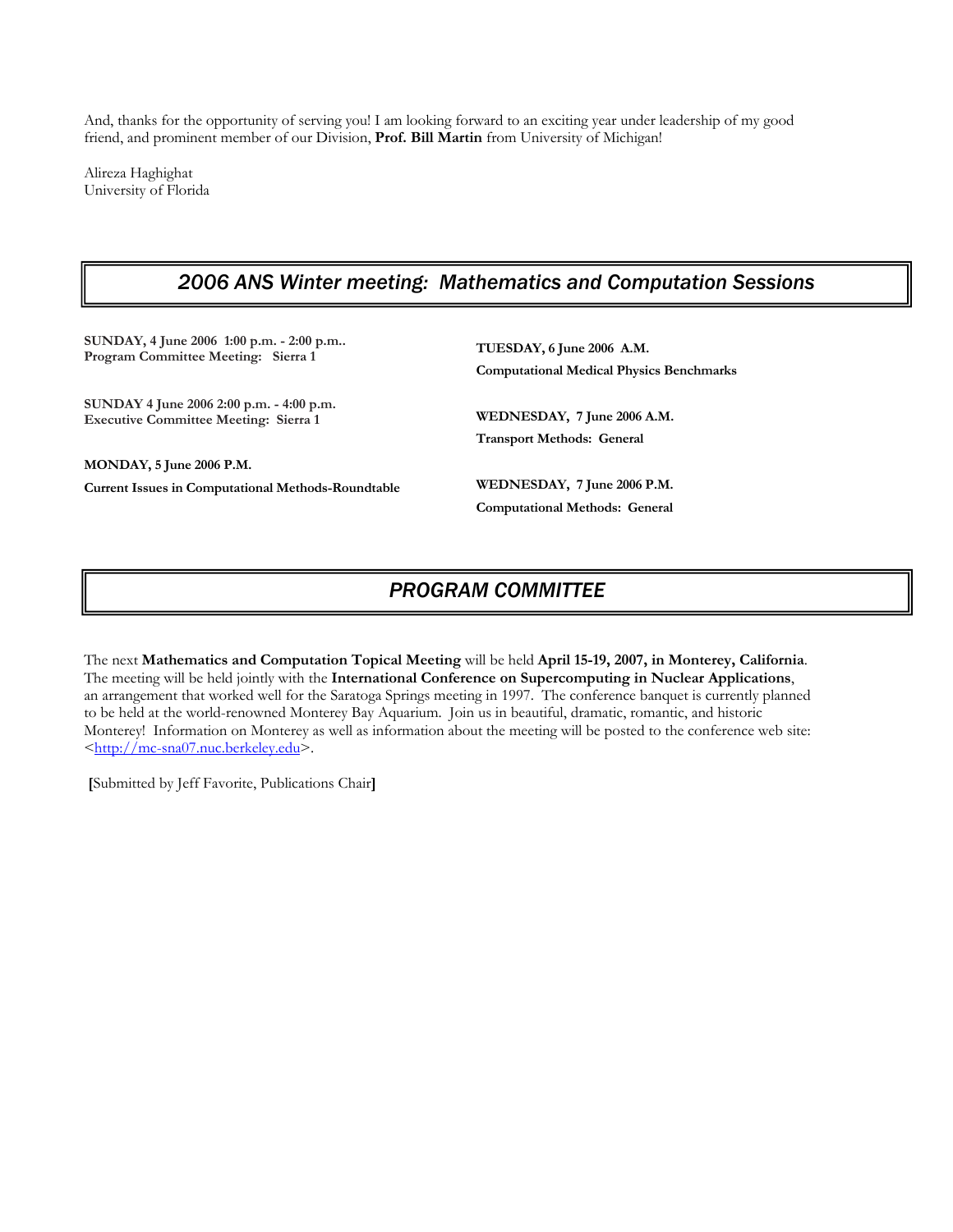And, thanks for the opportunity of serving you! I am looking forward to an exciting year under leadership of my good friend, and prominent member of our Division, **Prof. Bill Martin** from University of Michigan!

Alireza Haghighat
University of Florida

## *2006 ANS Winter meeting: Mathematics and Computation Sessions*

**SUNDAY, 4 June 2006 1:00 p.m. - 2:00 p.m..**
**Program Committee Meeting: Sierra 1**

**SUNDAY 4 June 2006 2:00 p.m. - 4:00 p.m.**
**Executive Committee Meeting: Sierra 1**

**MONDAY, 5 June 2006 P.M.**
**Current Issues in Computational Methods-Roundtable**

**TUESDAY, 6 June 2006 A.M.**
**Computational Medical Physics Benchmarks**

**WEDNESDAY, 7 June 2006 A.M.**
**Transport Methods: General**

**WEDNESDAY, 7 June 2006 P.M.**
**Computational Methods: General**

## *PROGRAM COMMITTEE*

The next **Mathematics and Computation Topical Meeting** will be held **April 15-19, 2007, in Monterey, California**. The meeting will be held jointly with the **International Conference on Supercomputing in Nuclear Applications**, an arrangement that worked well for the Saratoga Springs meeting in 1997. The conference banquet is currently planned to be held at the world-renowned Monterey Bay Aquarium. Join us in beautiful, dramatic, romantic, and historic Monterey! Information on Monterey as well as information about the meeting will be posted to the conference web site: <http://mc-sna07.nuc.berkeley.edu>.

[Submitted by Jeff Favorite, Publications Chair]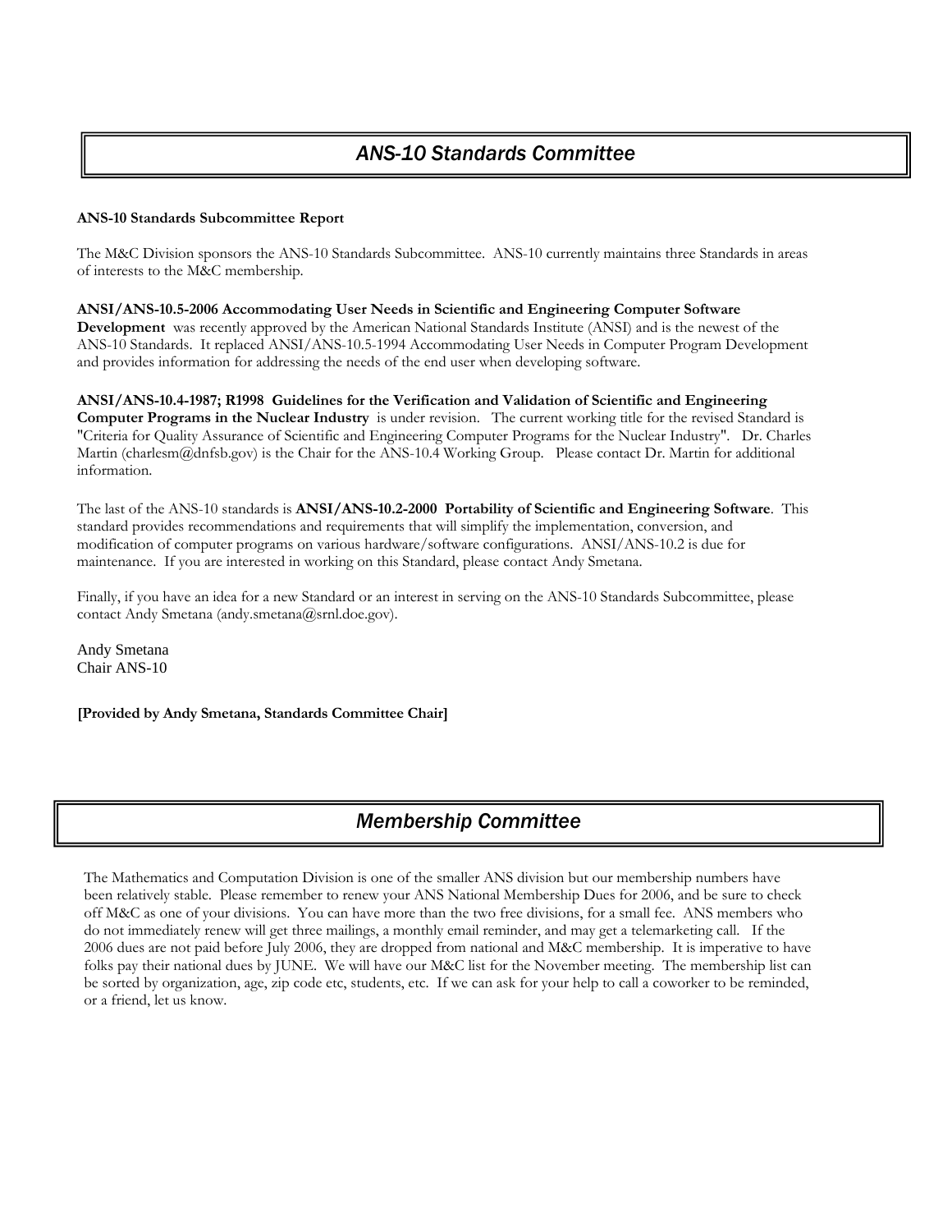## *ANS-10 Standards Committee*

**ANS-10 Standards Subcommittee Report**

The M&C Division sponsors the ANS-10 Standards Subcommittee. ANS-10 currently maintains three Standards in areas of interests to the M&C membership.

**ANSI/ANS-10.5-2006 Accommodating User Needs in Scientific and Engineering Computer Software Development** was recently approved by the American National Standards Institute (ANSI) and is the newest of the ANS-10 Standards. It replaced ANSI/ANS-10.5-1994 Accommodating User Needs in Computer Program Development and provides information for addressing the needs of the end user when developing software.

**ANSI/ANS-10.4-1987; R1998 Guidelines for the Verification and Validation of Scientific and Engineering Computer Programs in the Nuclear Industry** is under revision. The current working title for the revised Standard is "Criteria for Quality Assurance of Scientific and Engineering Computer Programs for the Nuclear Industry". Dr. Charles Martin (charlesm@dnfsb.gov) is the Chair for the ANS-10.4 Working Group. Please contact Dr. Martin for additional information.

The last of the ANS-10 standards is **ANSI/ANS-10.2-2000 Portability of Scientific and Engineering Software**. This standard provides recommendations and requirements that will simplify the implementation, conversion, and modification of computer programs on various hardware/software configurations. ANSI/ANS-10.2 is due for maintenance. If you are interested in working on this Standard, please contact Andy Smetana.

Finally, if you have an idea for a new Standard or an interest in serving on the ANS-10 Standards Subcommittee, please contact Andy Smetana (andy.smetana@srnl.doe.gov).

Andy Smetana
Chair ANS-10

**[Provided by Andy Smetana, Standards Committee Chair]**

## *Membership Committee*

The Mathematics and Computation Division is one of the smaller ANS division but our membership numbers have been relatively stable. Please remember to renew your ANS National Membership Dues for 2006, and be sure to check off M&C as one of your divisions. You can have more than the two free divisions, for a small fee. ANS members who do not immediately renew will get three mailings, a monthly email reminder, and may get a telemarketing call. If the 2006 dues are not paid before July 2006, they are dropped from national and M&C membership. It is imperative to have folks pay their national dues by JUNE. We will have our M&C list for the November meeting. The membership list can be sorted by organization, age, zip code etc, students, etc. If we can ask for your help to call a coworker to be reminded, or a friend, let us know.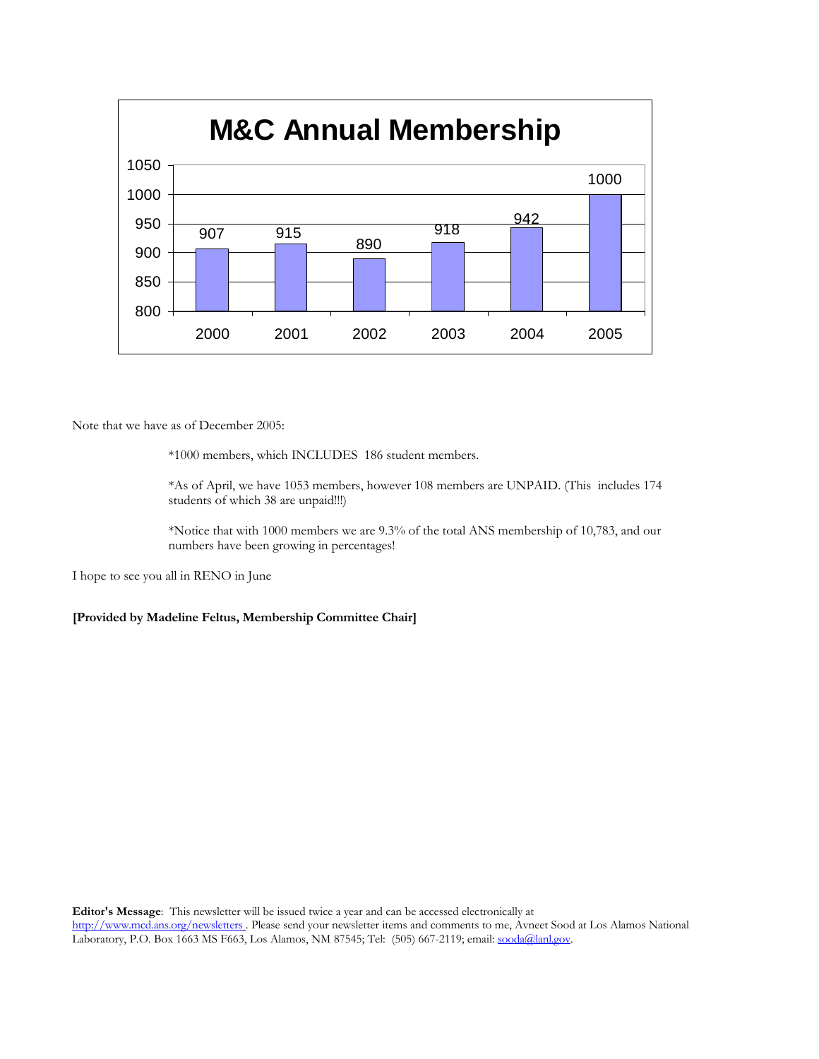**M&C Annual Membership**

| Year | Members |
|---|---|
| 2000 | 907 |
| 2001 | 915 |
| 2002 | 890 |
| 2003 | 918 |
| 2004 | 942 |
| 2005 | 1000 |

Note that we have as of December 2005:

*1000 members, which INCLUDES 186 student members.

*As of April, we have 1053 members, however 108 members are UNPAID. (This includes 174 students of which 38 are unpaid!!!)

*Notice that with 1000 members we are 9.3% of the total ANS membership of 10,783, and our numbers have been growing in percentages!

I hope to see you all in RENO in June

**[Provided by Madeline Feltus, Membership Committee Chair]**

**Editor's Message**: This newsletter will be issued twice a year and can be accessed electronically at http://www.mcd.ans.org/newsletters . Please send your newsletter items and comments to me, Avneet Sood at Los Alamos National Laboratory, P.O. Box 1663 MS F663, Los Alamos, NM 87545; Tel: (505) 667-2119; email: sooda@lanl.gov.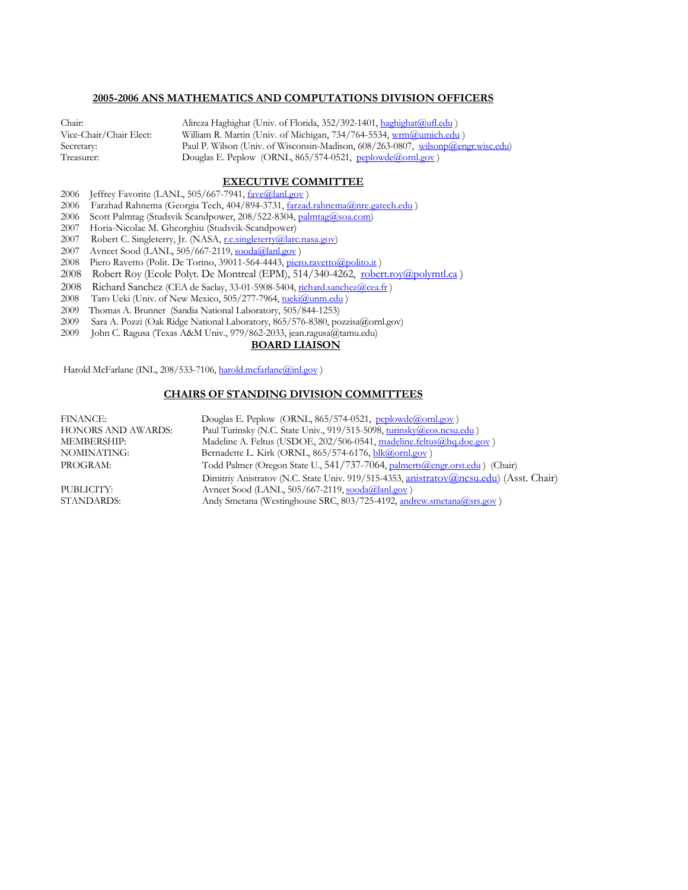## 2005-2006 ANS MATHEMATICS AND COMPUTATIONS DIVISION OFFICERS

| | |
|---|---|
| Chair: | Alireza Haghighat (Univ. of Florida, 352/392-1401, haghighat@ufl.edu ) |
| Vice-Chair/Chair Elect: | William R. Martin (Univ. of Michigan, 734/764-5534, wrm@umich.edu ) |
| Secretary: | Paul P. Wilson (Univ. of Wisconsin-Madison, 608/263-0807, wilsonp@engr.wisc.edu) |
| Treasurer: | Douglas E. Peplow (ORNL, 865/574-0521, peplowde@ornl.gov ) |

## EXECUTIVE COMMITTEE

2006 Jeffrey Favorite (LANL, 505/667-7941, fave@lanl.gov )
2006 Farzhad Rahnema (Georgia Tech, 404/894-3731, farzad.rahnema@nre.gatech.edu )
2006 Scott Palmtag (Studsvik Scandpower, 208/522-8304, palmtag@soa.com)
2007 Horia-Nicolae M. Gheorghiu (Studsvik-Scandpower)
2007 Robert C. Singleterry, Jr. (NASA, r.c.singleterry@larc.nasa.gov)
2007 Avneet Sood (LANL, 505/667-2119, sooda@lanl.gov )
2008 Piero Ravetto (Polit. De Torino, 39011-564-4443, piero.ravetto@polito.it )
2008 Robert Roy (Ecole Polyt. De Montreal (EPM), 514/340-4262, robert.roy@polymtl.ca )
2008 Richard Sanchez (CEA de Saclay, 33-01-5908-5404, richard.sanchez@cea.fr )
2008 Taro Ueki (Univ. of New Mexico, 505/277-7964, tueki@unm.edu )
2009 Thomas A. Brunner (Sandia National Laboratory, 505/844-1253)
2009 Sara A. Pozzi (Oak Ridge National Laboratory, 865/576-8380, pozzisa@ornl.gov)
2009 John C. Ragusa (Texas A&M Univ., 979/862-2033, jean.ragusa@tamu.edu)

## BOARD LIAISON

Harold McFarlane (INL, 208/533-7106, harold.mcfarlane@inl.gov )

## CHAIRS OF STANDING DIVISION COMMITTEES

| | |
|---|---|
| FINANCE: | Douglas E. Peplow (ORNL, 865/574-0521, peplowde@ornl.gov ) |
| HONORS AND AWARDS: | Paul Turinsky (N.C. State Univ., 919/515-5098, turinsky@eos.ncsu.edu ) |
| MEMBERSHIP: | Madeline A. Feltus (USDOE, 202/506-0541, madeline.feltus@hq.doe.gov ) |
| NOMINATING: | Bernadette L. Kirk (ORNL, 865/574-6176, blk@ornl.gov ) |
| PROGRAM: | Todd Palmer (Oregon State U., 541/737-7064, palmerts@engr.orst.edu ) (Chair) |
| | Dimitriy Anistratov (N.C. State Univ. 919/515-4353, anistratov@ncsu.edu) (Asst. Chair) |
| PUBLICITY: | Avneet Sood (LANL, 505/667-2119, sooda@lanl.gov ) |
| STANDARDS: | Andy Smetana (Westinghouse SRC, 803/725-4192, andrew.smetana@srs.gov ) |